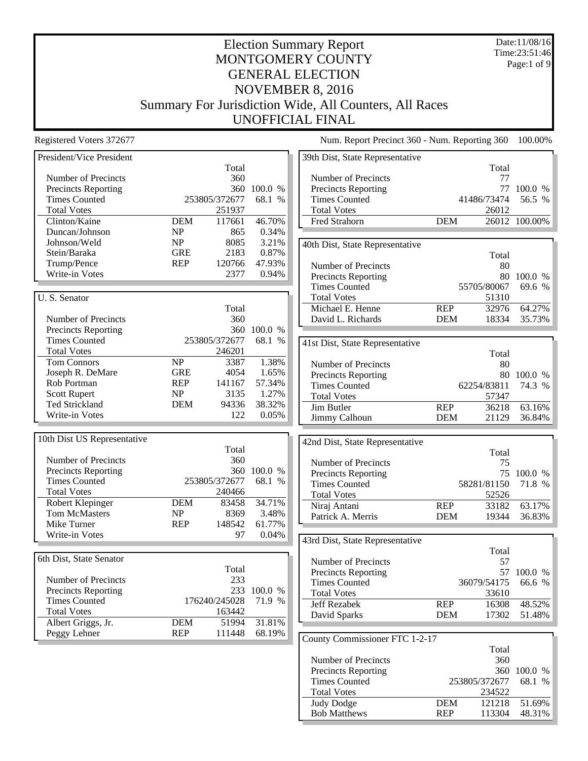# Election Summary Report
# MONTGOMERY COUNTY
# GENERAL ELECTION
# NOVEMBER 8, 2016
## Summary For Jurisdiction Wide, All Counters, All Races
## UNOFFICIAL FINAL

Date:11/08/16
Time:23:51:46

Registered Voters 372677

Num. Report Precinct 360 - Num. Reporting 360 100.00%

### President/Vice President

| | | Total | |
|---|---|---|---|
| Number of Precincts | | 360 | |
| Precincts Reporting | | 360 | 100.0 % |
| Times Counted | | 253805/372677 | 68.1 % |
| Total Votes | | 251937 | |
| Clinton/Kaine | DEM | 117661 | 46.70% |
| Duncan/Johnson | NP | 865 | 0.34% |
| Johnson/Weld | NP | 8085 | 3.21% |
| Stein/Baraka | GRE | 2183 | 0.87% |
| Trump/Pence | REP | 120766 | 47.93% |
| Write-in Votes | | 2377 | 0.94% |

### U. S. Senator

| | | Total | |
|---|---|---|---|
| Number of Precincts | | 360 | |
| Precincts Reporting | | 360 | 100.0 % |
| Times Counted | | 253805/372677 | 68.1 % |
| Total Votes | | 246201 | |
| Tom Connors | NP | 3387 | 1.38% |
| Joseph R. DeMare | GRE | 4054 | 1.65% |
| Rob Portman | REP | 141167 | 57.34% |
| Scott Rupert | NP | 3135 | 1.27% |
| Ted Strickland | DEM | 94336 | 38.32% |
| Write-in Votes | | 122 | 0.05% |

### 10th Dist US Representative

| | | Total | |
|---|---|---|---|
| Number of Precincts | | 360 | |
| Precincts Reporting | | 360 | 100.0 % |
| Times Counted | | 253805/372677 | 68.1 % |
| Total Votes | | 240466 | |
| Robert Klepinger | DEM | 83458 | 34.71% |
| Tom McMasters | NP | 8369 | 3.48% |
| Mike Turner | REP | 148542 | 61.77% |
| Write-in Votes | | 97 | 0.04% |

### 6th Dist, State Senator

| | | Total | |
|---|---|---|---|
| Number of Precincts | | 233 | |
| Precincts Reporting | | 233 | 100.0 % |
| Times Counted | | 176240/245028 | 71.9 % |
| Total Votes | | 163442 | |
| Albert Griggs, Jr. | DEM | 51994 | 31.81% |
| Peggy Lehner | REP | 111448 | 68.19% |

### 39th Dist, State Representative

| | | Total | |
|---|---|---|---|
| Number of Precincts | | 77 | |
| Precincts Reporting | | 77 | 100.0 % |
| Times Counted | | 41486/73474 | 56.5 % |
| Total Votes | | 26012 | |
| Fred Strahorn | DEM | 26012 | 100.00% |

### 40th Dist, State Representative

| | | Total | |
|---|---|---|---|
| Number of Precincts | | 80 | |
| Precincts Reporting | | 80 | 100.0 % |
| Times Counted | | 55705/80067 | 69.6 % |
| Total Votes | | 51310 | |
| Michael E. Henne | REP | 32976 | 64.27% |
| David L. Richards | DEM | 18334 | 35.73% |

### 41st Dist, State Representative

| | | Total | |
|---|---|---|---|
| Number of Precincts | | 80 | |
| Precincts Reporting | | 80 | 100.0 % |
| Times Counted | | 62254/83811 | 74.3 % |
| Total Votes | | 57347 | |
| Jim Butler | REP | 36218 | 63.16% |
| Jimmy Calhoun | DEM | 21129 | 36.84% |

### 42nd Dist, State Representative

| | | Total | |
|---|---|---|---|
| Number of Precincts | | 75 | |
| Precincts Reporting | | 75 | 100.0 % |
| Times Counted | | 58281/81150 | 71.8 % |
| Total Votes | | 52526 | |
| Niraj Antani | REP | 33182 | 63.17% |
| Patrick A. Merris | DEM | 19344 | 36.83% |

### 43rd Dist, State Representative

| | | Total | |
|---|---|---|---|
| Number of Precincts | | 57 | |
| Precincts Reporting | | 57 | 100.0 % |
| Times Counted | | 36079/54175 | 66.6 % |
| Total Votes | | 33610 | |
| Jeff Rezabek | REP | 16308 | 48.52% |
| David Sparks | DEM | 17302 | 51.48% |

### County Commissioner FTC 1-2-17

| | | Total | |
|---|---|---|---|
| Number of Precincts | | 360 | |
| Precincts Reporting | | 360 | 100.0 % |
| Times Counted | | 253805/372677 | 68.1 % |
| Total Votes | | 234522 | |
| Judy Dodge | DEM | 121218 | 51.69% |
| Bob Matthews | REP | 113304 | 48.31% |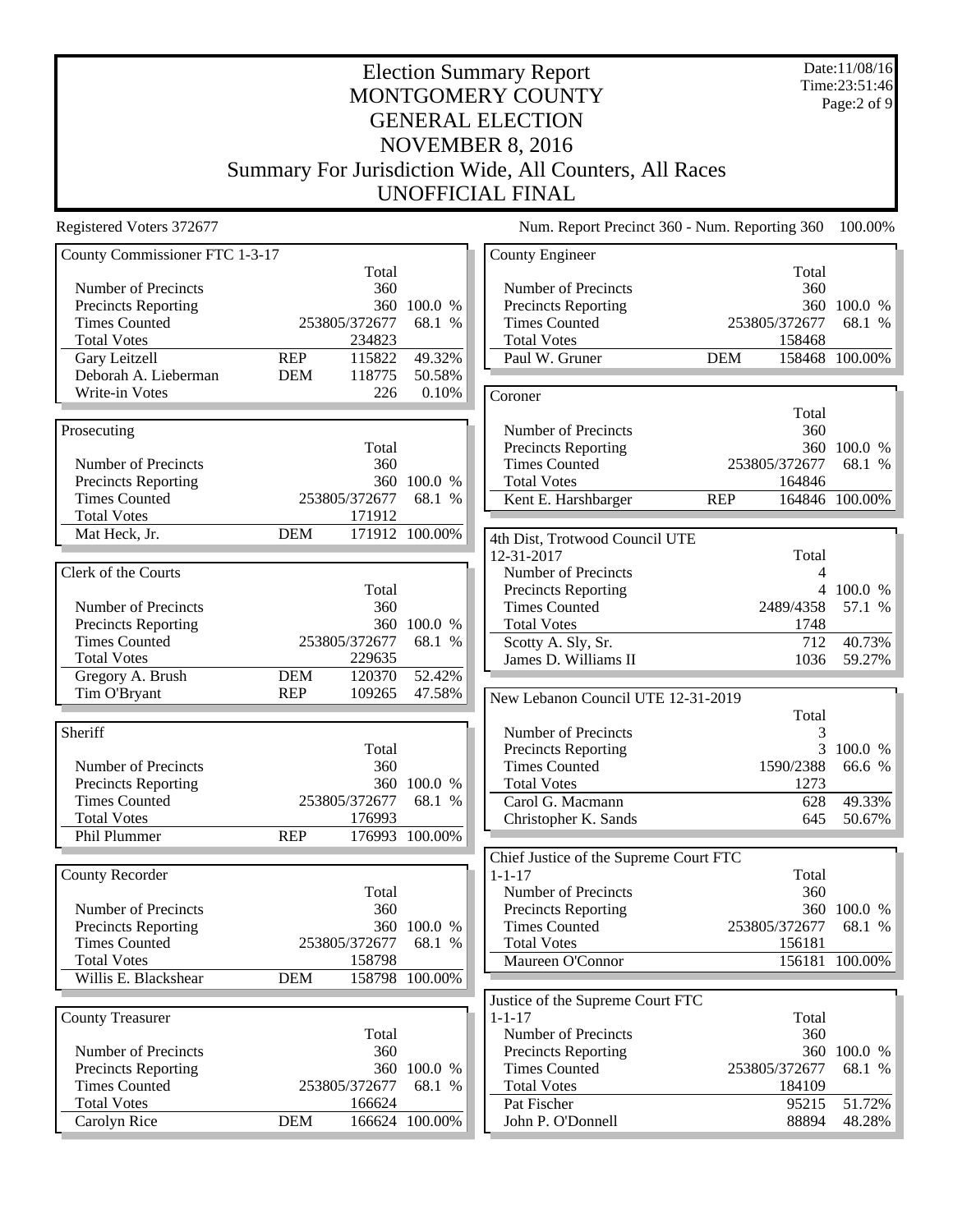# Election Summary Report
# MONTGOMERY COUNTY
# GENERAL ELECTION
# NOVEMBER 8, 2016
## Summary For Jurisdiction Wide, All Counters, All Races
## UNOFFICIAL FINAL

Date:11/08/16
Time:23:51:46

Registered Voters 372677

Num. Report Precinct 360 - Num. Reporting 360 100.00%

### County Commissioner FTC 1-3-17

| | | Total | |
|---|---|---|---|
| Number of Precincts | | 360 | |
| Precincts Reporting | | 360 | 100.0 % |
| Times Counted | | 253805/372677 | 68.1 % |
| Total Votes | | 234823 | |
| Gary Leitzell | REP | 115822 | 49.32% |
| Deborah A. Lieberman | DEM | 118775 | 50.58% |
| Write-in Votes | | 226 | 0.10% |

### Prosecuting

| | | Total | |
|---|---|---|---|
| Number of Precincts | | 360 | |
| Precincts Reporting | | 360 | 100.0 % |
| Times Counted | | 253805/372677 | 68.1 % |
| Total Votes | | 171912 | |
| Mat Heck, Jr. | DEM | 171912 | 100.00% |

### Clerk of the Courts

| | | Total | |
|---|---|---|---|
| Number of Precincts | | 360 | |
| Precincts Reporting | | 360 | 100.0 % |
| Times Counted | | 253805/372677 | 68.1 % |
| Total Votes | | 229635 | |
| Gregory A. Brush | DEM | 120370 | 52.42% |
| Tim O'Bryant | REP | 109265 | 47.58% |

### Sheriff

| | | Total | |
|---|---|---|---|
| Number of Precincts | | 360 | |
| Precincts Reporting | | 360 | 100.0 % |
| Times Counted | | 253805/372677 | 68.1 % |
| Total Votes | | 176993 | |
| Phil Plummer | REP | 176993 | 100.00% |

### County Recorder

| | | Total | |
|---|---|---|---|
| Number of Precincts | | 360 | |
| Precincts Reporting | | 360 | 100.0 % |
| Times Counted | | 253805/372677 | 68.1 % |
| Total Votes | | 158798 | |
| Willis E. Blackshear | DEM | 158798 | 100.00% |

### County Treasurer

| | | Total | |
|---|---|---|---|
| Number of Precincts | | 360 | |
| Precincts Reporting | | 360 | 100.0 % |
| Times Counted | | 253805/372677 | 68.1 % |
| Total Votes | | 166624 | |
| Carolyn Rice | DEM | 166624 | 100.00% |

### County Engineer

| | | Total | |
|---|---|---|---|
| Number of Precincts | | 360 | |
| Precincts Reporting | | 360 | 100.0 % |
| Times Counted | | 253805/372677 | 68.1 % |
| Total Votes | | 158468 | |
| Paul W. Gruner | DEM | 158468 | 100.00% |

### Coroner

| | | Total | |
|---|---|---|---|
| Number of Precincts | | 360 | |
| Precincts Reporting | | 360 | 100.0 % |
| Times Counted | | 253805/372677 | 68.1 % |
| Total Votes | | 164846 | |
| Kent E. Harshbarger | REP | 164846 | 100.00% |

### 4th Dist, Trotwood Council UTE 12-31-2017

| | Total | |
|---|---|---|
| Number of Precincts | 4 | |
| Precincts Reporting | 4 | 100.0 % |
| Times Counted | 2489/4358 | 57.1 % |
| Total Votes | 1748 | |
| Scotty A. Sly, Sr. | 712 | 40.73% |
| James D. Williams II | 1036 | 59.27% |

### New Lebanon Council UTE 12-31-2019

| | Total | |
|---|---|---|
| Number of Precincts | 3 | |
| Precincts Reporting | 3 | 100.0 % |
| Times Counted | 1590/2388 | 66.6 % |
| Total Votes | 1273 | |
| Carol G. Macmann | 628 | 49.33% |
| Christopher K. Sands | 645 | 50.67% |

### Chief Justice of the Supreme Court FTC 1-1-17

| | Total | |
|---|---|---|
| Number of Precincts | 360 | |
| Precincts Reporting | 360 | 100.0 % |
| Times Counted | 253805/372677 | 68.1 % |
| Total Votes | 156181 | |
| Maureen O'Connor | 156181 | 100.00% |

### Justice of the Supreme Court FTC 1-1-17

| | Total | |
|---|---|---|
| Number of Precincts | 360 | |
| Precincts Reporting | 360 | 100.0 % |
| Times Counted | 253805/372677 | 68.1 % |
| Total Votes | 184109 | |
| Pat Fischer | 95215 | 51.72% |
| John P. O'Donnell | 88894 | 48.28% |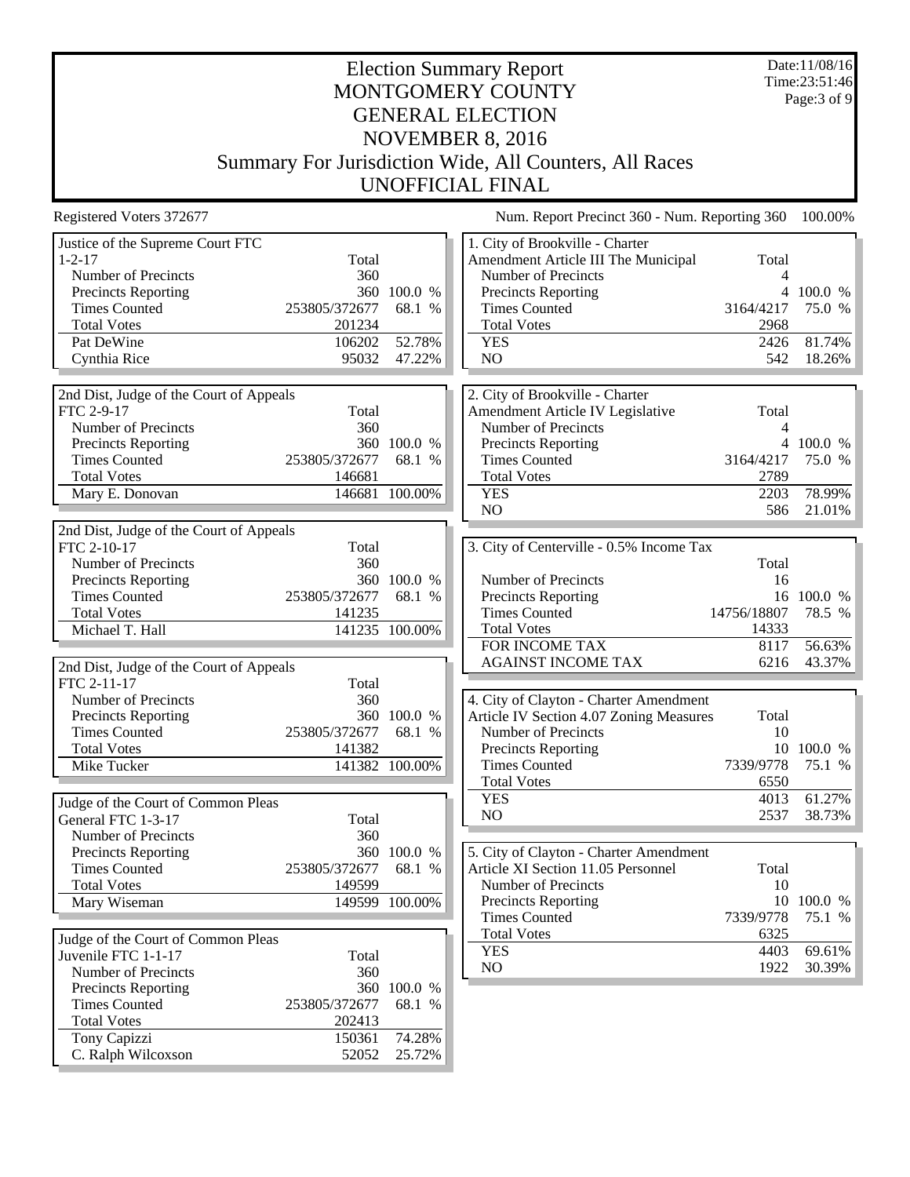# Election Summary Report
# MONTGOMERY COUNTY
# GENERAL ELECTION
# NOVEMBER 8, 2016
## Summary For Jurisdiction Wide, All Counters, All Races
## UNOFFICIAL FINAL

Date:11/08/16
Time:23:51:46

Registered Voters 372677

Num. Report Precinct 360 - Num. Reporting 360 100.00%

| Justice of the Supreme Court FTC 1-2-17 | Total | |
|---|---|---|
| Number of Precincts | 360 | |
| Precincts Reporting | 360 | 100.0 % |
| Times Counted | 253805/372677 | 68.1 % |
| Total Votes | 201234 | |
| Pat DeWine | 106202 | 52.78% |
| Cynthia Rice | 95032 | 47.22% |

| 2nd Dist, Judge of the Court of Appeals FTC 2-9-17 | Total | |
|---|---|---|
| Number of Precincts | 360 | |
| Precincts Reporting | 360 | 100.0 % |
| Times Counted | 253805/372677 | 68.1 % |
| Total Votes | 146681 | |
| Mary E. Donovan | 146681 | 100.00% |

| 2nd Dist, Judge of the Court of Appeals FTC 2-10-17 | Total | |
|---|---|---|
| Number of Precincts | 360 | |
| Precincts Reporting | 360 | 100.0 % |
| Times Counted | 253805/372677 | 68.1 % |
| Total Votes | 141235 | |
| Michael T. Hall | 141235 | 100.00% |

| 2nd Dist, Judge of the Court of Appeals FTC 2-11-17 | Total | |
|---|---|---|
| Number of Precincts | 360 | |
| Precincts Reporting | 360 | 100.0 % |
| Times Counted | 253805/372677 | 68.1 % |
| Total Votes | 141382 | |
| Mike Tucker | 141382 | 100.00% |

| Judge of the Court of Common Pleas General FTC 1-3-17 | Total | |
|---|---|---|
| Number of Precincts | 360 | |
| Precincts Reporting | 360 | 100.0 % |
| Times Counted | 253805/372677 | 68.1 % |
| Total Votes | 149599 | |
| Mary Wiseman | 149599 | 100.00% |

| Judge of the Court of Common Pleas Juvenile FTC 1-1-17 | Total | |
|---|---|---|
| Number of Precincts | 360 | |
| Precincts Reporting | 360 | 100.0 % |
| Times Counted | 253805/372677 | 68.1 % |
| Total Votes | 202413 | |
| Tony Capizzi | 150361 | 74.28% |
| C. Ralph Wilcoxson | 52052 | 25.72% |

| 1. City of Brookville - Charter Amendment Article III The Municipal | Total | |
|---|---|---|
| Number of Precincts | 4 | |
| Precincts Reporting | 4 | 100.0 % |
| Times Counted | 3164/4217 | 75.0 % |
| Total Votes | 2968 | |
| YES | 2426 | 81.74% |
| NO | 542 | 18.26% |

| 2. City of Brookville - Charter Amendment Article IV Legislative | Total | |
|---|---|---|
| Number of Precincts | 4 | |
| Precincts Reporting | 4 | 100.0 % |
| Times Counted | 3164/4217 | 75.0 % |
| Total Votes | 2789 | |
| YES | 2203 | 78.99% |
| NO | 586 | 21.01% |

| 3. City of Centerville - 0.5% Income Tax | Total | |
|---|---|---|
| Number of Precincts | 16 | |
| Precincts Reporting | 16 | 100.0 % |
| Times Counted | 14756/18807 | 78.5 % |
| Total Votes | 14333 | |
| FOR INCOME TAX | 8117 | 56.63% |
| AGAINST INCOME TAX | 6216 | 43.37% |

| 4. City of Clayton - Charter Amendment Article IV Section 4.07 Zoning Measures | Total | |
|---|---|---|
| Number of Precincts | 10 | |
| Precincts Reporting | 10 | 100.0 % |
| Times Counted | 7339/9778 | 75.1 % |
| Total Votes | 6550 | |
| YES | 4013 | 61.27% |
| NO | 2537 | 38.73% |

| 5. City of Clayton - Charter Amendment Article XI Section 11.05 Personnel | Total | |
|---|---|---|
| Number of Precincts | 10 | |
| Precincts Reporting | 10 | 100.0 % |
| Times Counted | 7339/9778 | 75.1 % |
| Total Votes | 6325 | |
| YES | 4403 | 69.61% |
| NO | 1922 | 30.39% |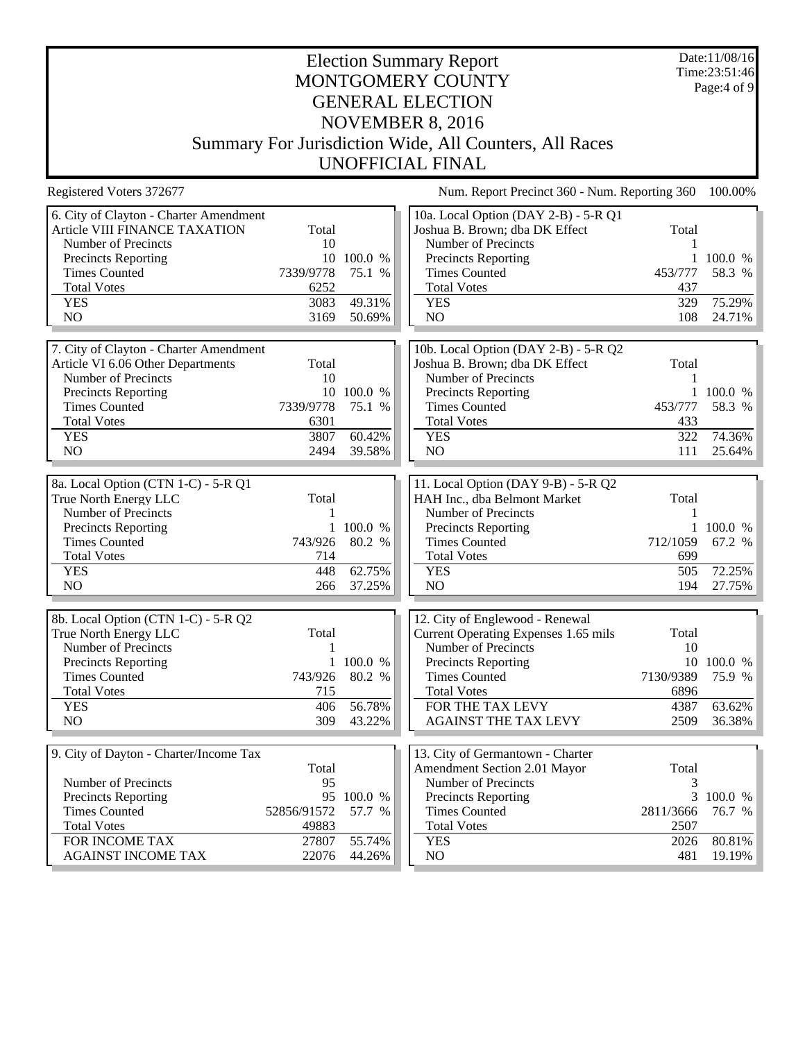# Election Summary Report
## MONTGOMERY COUNTY
## GENERAL ELECTION
## NOVEMBER 8, 2016
## Summary For Jurisdiction Wide, All Counters, All Races
## UNOFFICIAL FINAL

Date:11/08/16
Time:23:51:46

Registered Voters 372677

Num. Report Precinct 360 - Num. Reporting 360 100.00%

### 6. City of Clayton - Charter Amendment Article VIII FINANCE TAXATION

| | Total | |
|---|---|---|
| Number of Precincts | 10 | |
| Precincts Reporting | 10 | 100.0 % |
| Times Counted | 7339/9778 | 75.1 % |
| Total Votes | 6252 | |
| YES | 3083 | 49.31% |
| NO | 3169 | 50.69% |

### 7. City of Clayton - Charter Amendment Article VI 6.06 Other Departments

| | Total | |
|---|---|---|
| Number of Precincts | 10 | |
| Precincts Reporting | 10 | 100.0 % |
| Times Counted | 7339/9778 | 75.1 % |
| Total Votes | 6301 | |
| YES | 3807 | 60.42% |
| NO | 2494 | 39.58% |

### 8a. Local Option (CTN 1-C) - 5-R Q1 True North Energy LLC

| | Total | |
|---|---|---|
| Number of Precincts | 1 | |
| Precincts Reporting | 1 | 100.0 % |
| Times Counted | 743/926 | 80.2 % |
| Total Votes | 714 | |
| YES | 448 | 62.75% |
| NO | 266 | 37.25% |

### 8b. Local Option (CTN 1-C) - 5-R Q2 True North Energy LLC

| | Total | |
|---|---|---|
| Number of Precincts | 1 | |
| Precincts Reporting | 1 | 100.0 % |
| Times Counted | 743/926 | 80.2 % |
| Total Votes | 715 | |
| YES | 406 | 56.78% |
| NO | 309 | 43.22% |

### 9. City of Dayton - Charter/Income Tax

| | Total | |
|---|---|---|
| Number of Precincts | 95 | |
| Precincts Reporting | 95 | 100.0 % |
| Times Counted | 52856/91572 | 57.7 % |
| Total Votes | 49883 | |
| FOR INCOME TAX | 27807 | 55.74% |
| AGAINST INCOME TAX | 22076 | 44.26% |

### 10a. Local Option (DAY 2-B) - 5-R Q1 Joshua B. Brown; dba DK Effect

| | Total | |
|---|---|---|
| Number of Precincts | 1 | |
| Precincts Reporting | 1 | 100.0 % |
| Times Counted | 453/777 | 58.3 % |
| Total Votes | 437 | |
| YES | 329 | 75.29% |
| NO | 108 | 24.71% |

### 10b. Local Option (DAY 2-B) - 5-R Q2 Joshua B. Brown; dba DK Effect

| | Total | |
|---|---|---|
| Number of Precincts | 1 | |
| Precincts Reporting | 1 | 100.0 % |
| Times Counted | 453/777 | 58.3 % |
| Total Votes | 433 | |
| YES | 322 | 74.36% |
| NO | 111 | 25.64% |

### 11. Local Option (DAY 9-B) - 5-R Q2 HAH Inc., dba Belmont Market

| | Total | |
|---|---|---|
| Number of Precincts | 1 | |
| Precincts Reporting | 1 | 100.0 % |
| Times Counted | 712/1059 | 67.2 % |
| Total Votes | 699 | |
| YES | 505 | 72.25% |
| NO | 194 | 27.75% |

### 12. City of Englewood - Renewal Current Operating Expenses 1.65 mils

| | Total | |
|---|---|---|
| Number of Precincts | 10 | |
| Precincts Reporting | 10 | 100.0 % |
| Times Counted | 7130/9389 | 75.9 % |
| Total Votes | 6896 | |
| FOR THE TAX LEVY | 4387 | 63.62% |
| AGAINST THE TAX LEVY | 2509 | 36.38% |

### 13. City of Germantown - Charter Amendment Section 2.01 Mayor

| | Total | |
|---|---|---|
| Number of Precincts | 3 | |
| Precincts Reporting | 3 | 100.0 % |
| Times Counted | 2811/3666 | 76.7 % |
| Total Votes | 2507 | |
| YES | 2026 | 80.81% |
| NO | 481 | 19.19% |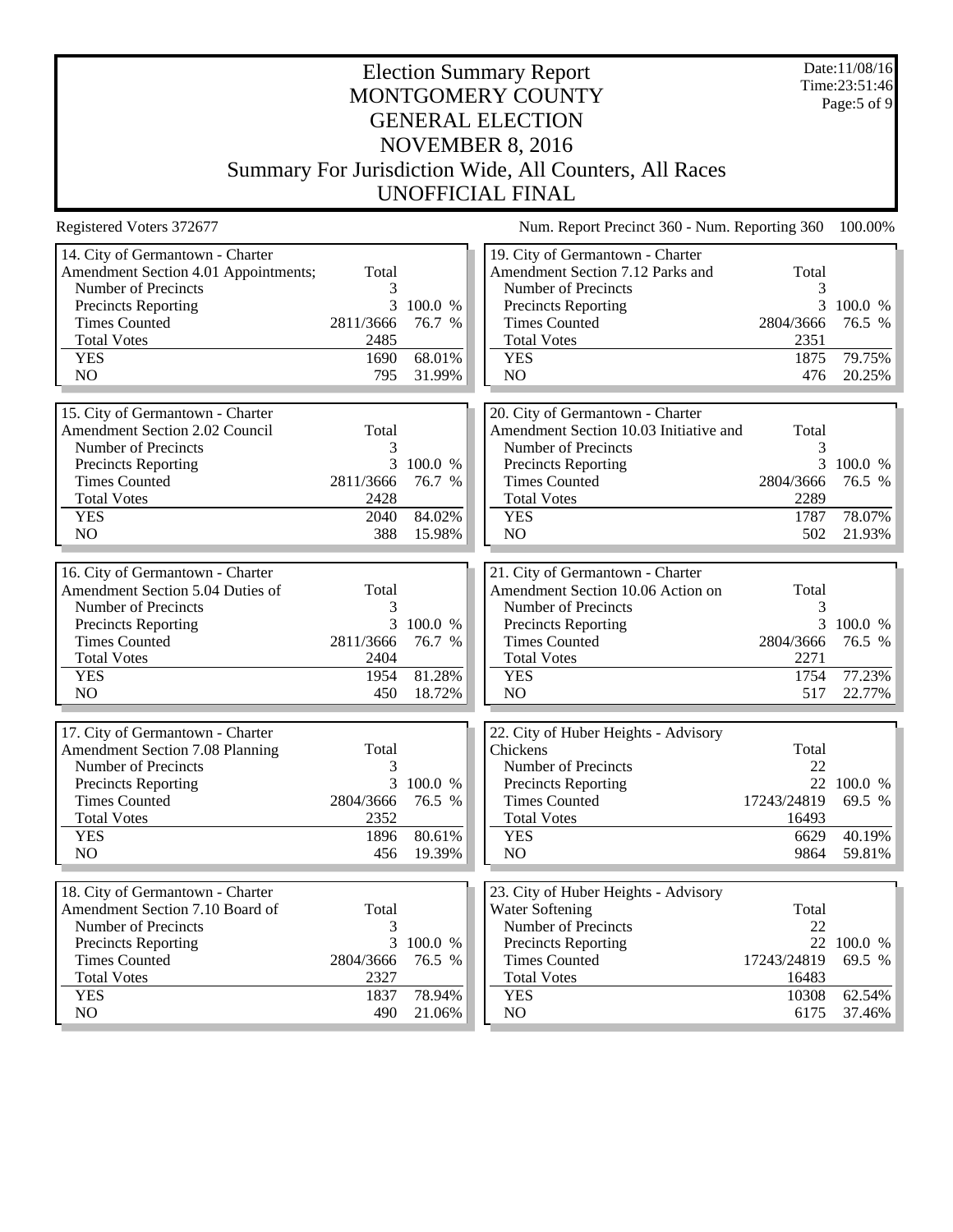# Election Summary Report

## MONTGOMERY COUNTY

## GENERAL ELECTION

## NOVEMBER 8, 2016

## Summary For Jurisdiction Wide, All Counters, All Races

## UNOFFICIAL FINAL

Date:11/08/16
Time:23:51:46

Registered Voters 372677

Num. Report Precinct 360 - Num. Reporting 360 100.00%

### 14. City of Germantown - Charter Amendment Section 4.01 Appointments;

| | Total | |
|---|---|---|
| Number of Precincts | 3 | |
| Precincts Reporting | 3 | 100.0 % |
| Times Counted | 2811/3666 | 76.7 % |
| Total Votes | 2485 | |
| YES | 1690 | 68.01% |
| NO | 795 | 31.99% |

### 15. City of Germantown - Charter Amendment Section 2.02 Council

| | Total | |
|---|---|---|
| Number of Precincts | 3 | |
| Precincts Reporting | 3 | 100.0 % |
| Times Counted | 2811/3666 | 76.7 % |
| Total Votes | 2428 | |
| YES | 2040 | 84.02% |
| NO | 388 | 15.98% |

### 16. City of Germantown - Charter Amendment Section 5.04 Duties of

| | Total | |
|---|---|---|
| Number of Precincts | 3 | |
| Precincts Reporting | 3 | 100.0 % |
| Times Counted | 2811/3666 | 76.7 % |
| Total Votes | 2404 | |
| YES | 1954 | 81.28% |
| NO | 450 | 18.72% |

### 17. City of Germantown - Charter Amendment Section 7.08 Planning

| | Total | |
|---|---|---|
| Number of Precincts | 3 | |
| Precincts Reporting | 3 | 100.0 % |
| Times Counted | 2804/3666 | 76.5 % |
| Total Votes | 2352 | |
| YES | 1896 | 80.61% |
| NO | 456 | 19.39% |

### 18. City of Germantown - Charter Amendment Section 7.10 Board of

| | Total | |
|---|---|---|
| Number of Precincts | 3 | |
| Precincts Reporting | 3 | 100.0 % |
| Times Counted | 2804/3666 | 76.5 % |
| Total Votes | 2327 | |
| YES | 1837 | 78.94% |
| NO | 490 | 21.06% |

### 19. City of Germantown - Charter Amendment Section 7.12 Parks and

| | Total | |
|---|---|---|
| Number of Precincts | 3 | |
| Precincts Reporting | 3 | 100.0 % |
| Times Counted | 2804/3666 | 76.5 % |
| Total Votes | 2351 | |
| YES | 1875 | 79.75% |
| NO | 476 | 20.25% |

### 20. City of Germantown - Charter Amendment Section 10.03 Initiative and

| | Total | |
|---|---|---|
| Number of Precincts | 3 | |
| Precincts Reporting | 3 | 100.0 % |
| Times Counted | 2804/3666 | 76.5 % |
| Total Votes | 2289 | |
| YES | 1787 | 78.07% |
| NO | 502 | 21.93% |

### 21. City of Germantown - Charter Amendment Section 10.06 Action on

| | Total | |
|---|---|---|
| Number of Precincts | 3 | |
| Precincts Reporting | 3 | 100.0 % |
| Times Counted | 2804/3666 | 76.5 % |
| Total Votes | 2271 | |
| YES | 1754 | 77.23% |
| NO | 517 | 22.77% |

### 22. City of Huber Heights - Advisory Chickens

| | Total | |
|---|---|---|
| Number of Precincts | 22 | |
| Precincts Reporting | 22 | 100.0 % |
| Times Counted | 17243/24819 | 69.5 % |
| Total Votes | 16493 | |
| YES | 6629 | 40.19% |
| NO | 9864 | 59.81% |

### 23. City of Huber Heights - Advisory Water Softening

| | Total | |
|---|---|---|
| Number of Precincts | 22 | |
| Precincts Reporting | 22 | 100.0 % |
| Times Counted | 17243/24819 | 69.5 % |
| Total Votes | 16483 | |
| YES | 10308 | 62.54% |
| NO | 6175 | 37.46% |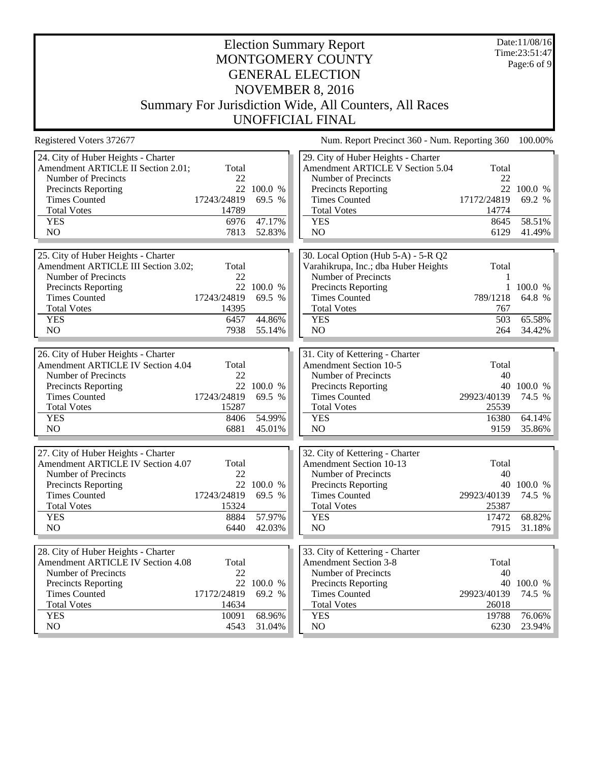# Election Summary Report
# MONTGOMERY COUNTY
# GENERAL ELECTION
# NOVEMBER 8, 2016
## Summary For Jurisdiction Wide, All Counters, All Races
## UNOFFICIAL FINAL

Date:11/08/16
Time:23:51:47

Registered Voters 372677

Num. Report Precinct 360 - Num. Reporting 360 100.00%

| 24. City of Huber Heights - Charter Amendment ARTICLE II Section 2.01; | Total | |
|---|---|---|
| Number of Precincts | 22 | |
| Precincts Reporting | 22 | 100.0 % |
| Times Counted | 17243/24819 | 69.5 % |
| Total Votes | 14789 | |
| YES | 6976 | 47.17% |
| NO | 7813 | 52.83% |

| 25. City of Huber Heights - Charter Amendment ARTICLE III Section 3.02; | Total | |
|---|---|---|
| Number of Precincts | 22 | |
| Precincts Reporting | 22 | 100.0 % |
| Times Counted | 17243/24819 | 69.5 % |
| Total Votes | 14395 | |
| YES | 6457 | 44.86% |
| NO | 7938 | 55.14% |

| 26. City of Huber Heights - Charter Amendment ARTICLE IV Section 4.04 | Total | |
|---|---|---|
| Number of Precincts | 22 | |
| Precincts Reporting | 22 | 100.0 % |
| Times Counted | 17243/24819 | 69.5 % |
| Total Votes | 15287 | |
| YES | 8406 | 54.99% |
| NO | 6881 | 45.01% |

| 27. City of Huber Heights - Charter Amendment ARTICLE IV Section 4.07 | Total | |
|---|---|---|
| Number of Precincts | 22 | |
| Precincts Reporting | 22 | 100.0 % |
| Times Counted | 17243/24819 | 69.5 % |
| Total Votes | 15324 | |
| YES | 8884 | 57.97% |
| NO | 6440 | 42.03% |

| 28. City of Huber Heights - Charter Amendment ARTICLE IV Section 4.08 | Total | |
|---|---|---|
| Number of Precincts | 22 | |
| Precincts Reporting | 22 | 100.0 % |
| Times Counted | 17172/24819 | 69.2 % |
| Total Votes | 14634 | |
| YES | 10091 | 68.96% |
| NO | 4543 | 31.04% |

| 29. City of Huber Heights - Charter Amendment ARTICLE V Section 5.04 | Total | |
|---|---|---|
| Number of Precincts | 22 | |
| Precincts Reporting | 22 | 100.0 % |
| Times Counted | 17172/24819 | 69.2 % |
| Total Votes | 14774 | |
| YES | 8645 | 58.51% |
| NO | 6129 | 41.49% |

| 30. Local Option (Hub 5-A) - 5-R Q2 Varahikrupa, Inc.; dba Huber Heights | Total | |
|---|---|---|
| Number of Precincts | 1 | |
| Precincts Reporting | 1 | 100.0 % |
| Times Counted | 789/1218 | 64.8 % |
| Total Votes | 767 | |
| YES | 503 | 65.58% |
| NO | 264 | 34.42% |

| 31. City of Kettering - Charter Amendment Section 10-5 | Total | |
|---|---|---|
| Number of Precincts | 40 | |
| Precincts Reporting | 40 | 100.0 % |
| Times Counted | 29923/40139 | 74.5 % |
| Total Votes | 25539 | |
| YES | 16380 | 64.14% |
| NO | 9159 | 35.86% |

| 32. City of Kettering - Charter Amendment Section 10-13 | Total | |
|---|---|---|
| Number of Precincts | 40 | |
| Precincts Reporting | 40 | 100.0 % |
| Times Counted | 29923/40139 | 74.5 % |
| Total Votes | 25387 | |
| YES | 17472 | 68.82% |
| NO | 7915 | 31.18% |

| 33. City of Kettering - Charter Amendment Section 3-8 | Total | |
|---|---|---|
| Number of Precincts | 40 | |
| Precincts Reporting | 40 | 100.0 % |
| Times Counted | 29923/40139 | 74.5 % |
| Total Votes | 26018 | |
| YES | 19788 | 76.06% |
| NO | 6230 | 23.94% |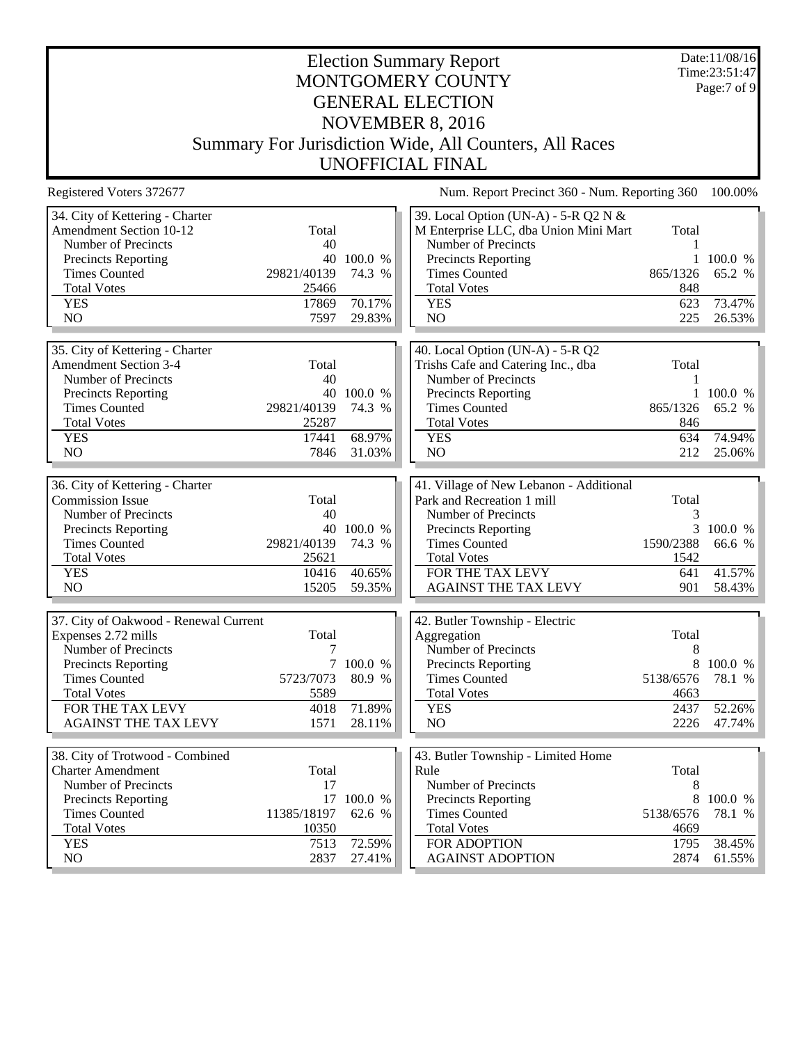# Election Summary Report
# MONTGOMERY COUNTY
# GENERAL ELECTION
# NOVEMBER 8, 2016
## Summary For Jurisdiction Wide, All Counters, All Races
## UNOFFICIAL FINAL

Date:11/08/16
Time:23:51:47

Registered Voters 372677

Num. Report Precinct 360 - Num. Reporting 360 100.00%

| 34. City of Kettering - Charter Amendment Section 10-12 | Total | |
|---|---|---|
| Number of Precincts | 40 | |
| Precincts Reporting | 40 | 100.0 % |
| Times Counted | 29821/40139 | 74.3 % |
| Total Votes | 25466 | |
| YES | 17869 | 70.17% |
| NO | 7597 | 29.83% |

| 35. City of Kettering - Charter Amendment Section 3-4 | Total | |
|---|---|---|
| Number of Precincts | 40 | |
| Precincts Reporting | 40 | 100.0 % |
| Times Counted | 29821/40139 | 74.3 % |
| Total Votes | 25287 | |
| YES | 17441 | 68.97% |
| NO | 7846 | 31.03% |

| 36. City of Kettering - Charter Commission Issue | Total | |
|---|---|---|
| Number of Precincts | 40 | |
| Precincts Reporting | 40 | 100.0 % |
| Times Counted | 29821/40139 | 74.3 % |
| Total Votes | 25621 | |
| YES | 10416 | 40.65% |
| NO | 15205 | 59.35% |

| 37. City of Oakwood - Renewal Current Expenses 2.72 mills | Total | |
|---|---|---|
| Number of Precincts | 7 | |
| Precincts Reporting | 7 | 100.0 % |
| Times Counted | 5723/7073 | 80.9 % |
| Total Votes | 5589 | |
| FOR THE TAX LEVY | 4018 | 71.89% |
| AGAINST THE TAX LEVY | 1571 | 28.11% |

| 38. City of Trotwood - Combined Charter Amendment | Total | |
|---|---|---|
| Number of Precincts | 17 | |
| Precincts Reporting | 17 | 100.0 % |
| Times Counted | 11385/18197 | 62.6 % |
| Total Votes | 10350 | |
| YES | 7513 | 72.59% |
| NO | 2837 | 27.41% |

| 39. Local Option (UN-A) - 5-R Q2 N & M Enterprise LLC, dba Union Mini Mart | Total | |
|---|---|---|
| Number of Precincts | 1 | |
| Precincts Reporting | 1 | 100.0 % |
| Times Counted | 865/1326 | 65.2 % |
| Total Votes | 848 | |
| YES | 623 | 73.47% |
| NO | 225 | 26.53% |

| 40. Local Option (UN-A) - 5-R Q2 Trishs Cafe and Catering Inc., dba | Total | |
|---|---|---|
| Number of Precincts | 1 | |
| Precincts Reporting | 1 | 100.0 % |
| Times Counted | 865/1326 | 65.2 % |
| Total Votes | 846 | |
| YES | 634 | 74.94% |
| NO | 212 | 25.06% |

| 41. Village of New Lebanon - Additional Park and Recreation 1 mill | Total | |
|---|---|---|
| Number of Precincts | 3 | |
| Precincts Reporting | 3 | 100.0 % |
| Times Counted | 1590/2388 | 66.6 % |
| Total Votes | 1542 | |
| FOR THE TAX LEVY | 641 | 41.57% |
| AGAINST THE TAX LEVY | 901 | 58.43% |

| 42. Butler Township - Electric Aggregation | Total | |
|---|---|---|
| Number of Precincts | 8 | |
| Precincts Reporting | 8 | 100.0 % |
| Times Counted | 5138/6576 | 78.1 % |
| Total Votes | 4663 | |
| YES | 2437 | 52.26% |
| NO | 2226 | 47.74% |

| 43. Butler Township - Limited Home Rule | Total | |
|---|---|---|
| Number of Precincts | 8 | |
| Precincts Reporting | 8 | 100.0 % |
| Times Counted | 5138/6576 | 78.1 % |
| Total Votes | 4669 | |
| FOR ADOPTION | 1795 | 38.45% |
| AGAINST ADOPTION | 2874 | 61.55% |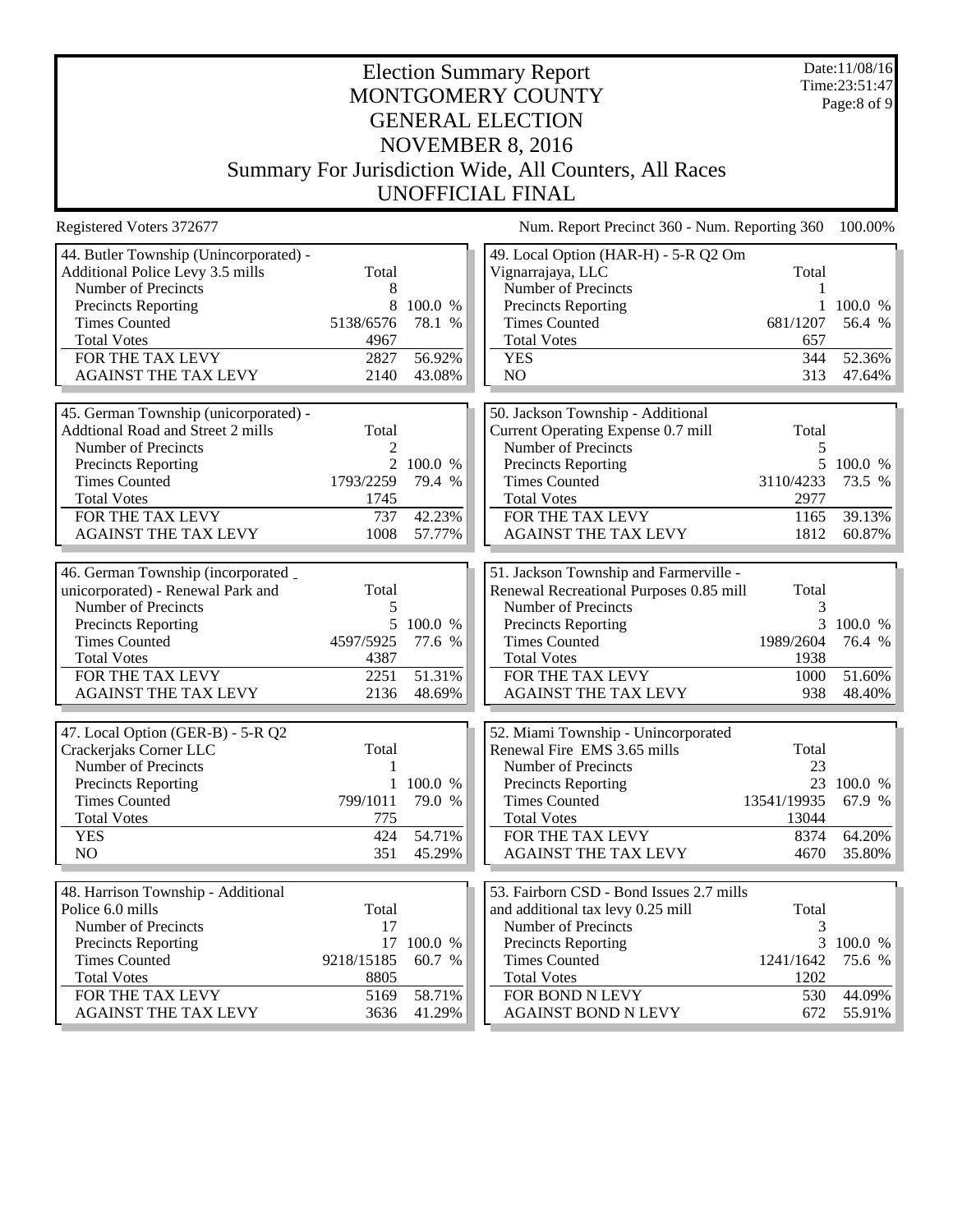# Election Summary Report
## MONTGOMERY COUNTY
## GENERAL ELECTION
## NOVEMBER 8, 2016
## Summary For Jurisdiction Wide, All Counters, All Races
## UNOFFICIAL FINAL

Date:11/08/16
Time:23:51:47

Registered Voters 372677

Num. Report Precinct 360 - Num. Reporting 360 100.00%

| 44. Butler Township (Unincorporated) - Additional Police Levy 3.5 mills | Total | |
|---|---|---|
| Number of Precincts | 8 | |
| Precincts Reporting | 8 | 100.0 % |
| Times Counted | 5138/6576 | 78.1 % |
| Total Votes | 4967 | |
| FOR THE TAX LEVY | 2827 | 56.92% |
| AGAINST THE TAX LEVY | 2140 | 43.08% |

| 45. German Township (unicorporated) - Addtional Road and Street 2 mills | Total | |
|---|---|---|
| Number of Precincts | 2 | |
| Precincts Reporting | 2 | 100.0 % |
| Times Counted | 1793/2259 | 79.4 % |
| Total Votes | 1745 | |
| FOR THE TAX LEVY | 737 | 42.23% |
| AGAINST THE TAX LEVY | 1008 | 57.77% |

| 46. German Township (incorporated _ unicorporated) - Renewal Park and | Total | |
|---|---|---|
| Number of Precincts | 5 | |
| Precincts Reporting | 5 | 100.0 % |
| Times Counted | 4597/5925 | 77.6 % |
| Total Votes | 4387 | |
| FOR THE TAX LEVY | 2251 | 51.31% |
| AGAINST THE TAX LEVY | 2136 | 48.69% |

| 47. Local Option (GER-B) - 5-R Q2 Crackerjaks Corner LLC | Total | |
|---|---|---|
| Number of Precincts | 1 | |
| Precincts Reporting | 1 | 100.0 % |
| Times Counted | 799/1011 | 79.0 % |
| Total Votes | 775 | |
| YES | 424 | 54.71% |
| NO | 351 | 45.29% |

| 48. Harrison Township - Additional Police 6.0 mills | Total | |
|---|---|---|
| Number of Precincts | 17 | |
| Precincts Reporting | 17 | 100.0 % |
| Times Counted | 9218/15185 | 60.7 % |
| Total Votes | 8805 | |
| FOR THE TAX LEVY | 5169 | 58.71% |
| AGAINST THE TAX LEVY | 3636 | 41.29% |

| 49. Local Option (HAR-H) - 5-R Q2 Om Vignarrajaya, LLC | Total | |
|---|---|---|
| Number of Precincts | 1 | |
| Precincts Reporting | 1 | 100.0 % |
| Times Counted | 681/1207 | 56.4 % |
| Total Votes | 657 | |
| YES | 344 | 52.36% |
| NO | 313 | 47.64% |

| 50. Jackson Township - Additional Current Operating Expense 0.7 mill | Total | |
|---|---|---|
| Number of Precincts | 5 | |
| Precincts Reporting | 5 | 100.0 % |
| Times Counted | 3110/4233 | 73.5 % |
| Total Votes | 2977 | |
| FOR THE TAX LEVY | 1165 | 39.13% |
| AGAINST THE TAX LEVY | 1812 | 60.87% |

| 51. Jackson Township and Farmerville - Renewal Recreational Purposes 0.85 mill | Total | |
|---|---|---|
| Number of Precincts | 3 | |
| Precincts Reporting | 3 | 100.0 % |
| Times Counted | 1989/2604 | 76.4 % |
| Total Votes | 1938 | |
| FOR THE TAX LEVY | 1000 | 51.60% |
| AGAINST THE TAX LEVY | 938 | 48.40% |

| 52. Miami Township - Unincorporated Renewal Fire EMS 3.65 mills | Total | |
|---|---|---|
| Number of Precincts | 23 | |
| Precincts Reporting | 23 | 100.0 % |
| Times Counted | 13541/19935 | 67.9 % |
| Total Votes | 13044 | |
| FOR THE TAX LEVY | 8374 | 64.20% |
| AGAINST THE TAX LEVY | 4670 | 35.80% |

| 53. Fairborn CSD - Bond Issues 2.7 mills and additional tax levy 0.25 mill | Total | |
|---|---|---|
| Number of Precincts | 3 | |
| Precincts Reporting | 3 | 100.0 % |
| Times Counted | 1241/1642 | 75.6 % |
| Total Votes | 1202 | |
| FOR BOND N LEVY | 530 | 44.09% |
| AGAINST BOND N LEVY | 672 | 55.91% |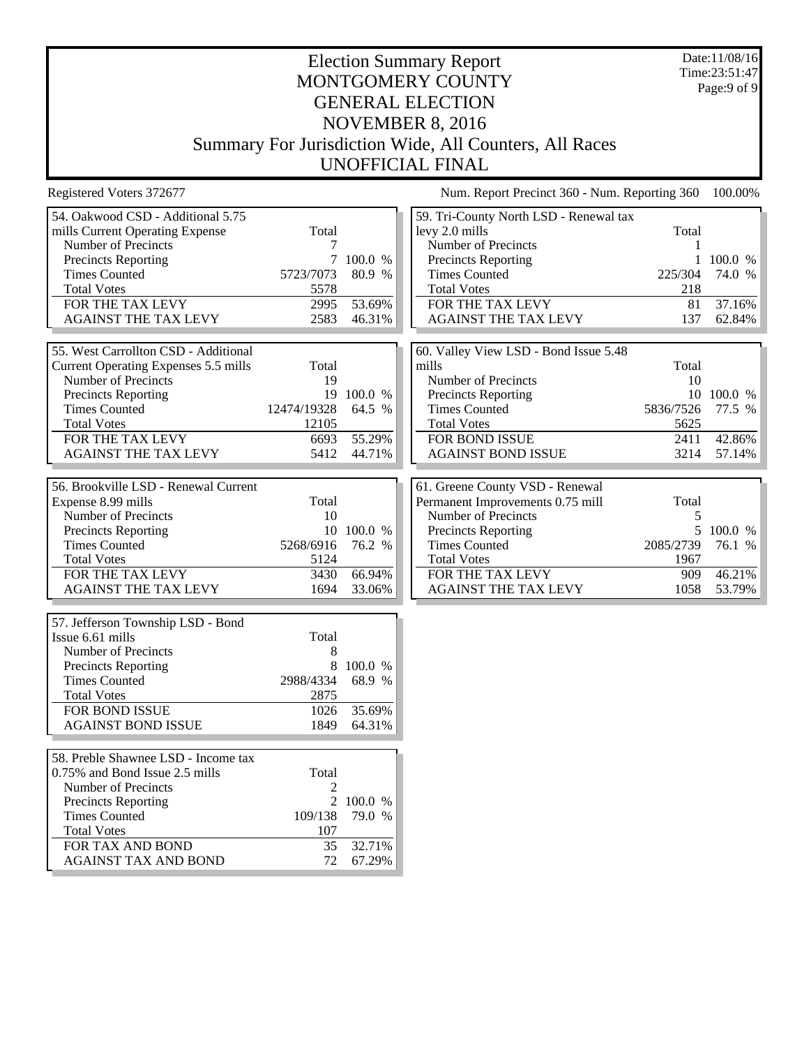# Election Summary Report
# MONTGOMERY COUNTY
# GENERAL ELECTION
# NOVEMBER 8, 2016
## Summary For Jurisdiction Wide, All Counters, All Races
## UNOFFICIAL FINAL

Date:11/08/16
Time:23:51:47

Registered Voters 372677

Num. Report Precinct 360 - Num. Reporting 360 100.00%

| 54. Oakwood CSD - Additional 5.75 mills Current Operating Expense | Total | |
|---|---|---|
| Number of Precincts | 7 | |
| Precincts Reporting | 7 | 100.0 % |
| Times Counted | 5723/7073 | 80.9 % |
| Total Votes | 5578 | |
| FOR THE TAX LEVY | 2995 | 53.69% |
| AGAINST THE TAX LEVY | 2583 | 46.31% |

| 55. West Carrollton CSD - Additional Current Operating Expenses 5.5 mills | Total | |
|---|---|---|
| Number of Precincts | 19 | |
| Precincts Reporting | 19 | 100.0 % |
| Times Counted | 12474/19328 | 64.5 % |
| Total Votes | 12105 | |
| FOR THE TAX LEVY | 6693 | 55.29% |
| AGAINST THE TAX LEVY | 5412 | 44.71% |

| 56. Brookville LSD - Renewal Current Expense 8.99 mills | Total | |
|---|---|---|
| Number of Precincts | 10 | |
| Precincts Reporting | 10 | 100.0 % |
| Times Counted | 5268/6916 | 76.2 % |
| Total Votes | 5124 | |
| FOR THE TAX LEVY | 3430 | 66.94% |
| AGAINST THE TAX LEVY | 1694 | 33.06% |

| 57. Jefferson Township LSD - Bond Issue 6.61 mills | Total | |
|---|---|---|
| Number of Precincts | 8 | |
| Precincts Reporting | 8 | 100.0 % |
| Times Counted | 2988/4334 | 68.9 % |
| Total Votes | 2875 | |
| FOR BOND ISSUE | 1026 | 35.69% |
| AGAINST BOND ISSUE | 1849 | 64.31% |

| 58. Preble Shawnee LSD - Income tax 0.75% and Bond Issue 2.5 mills | Total | |
|---|---|---|
| Number of Precincts | 2 | |
| Precincts Reporting | 2 | 100.0 % |
| Times Counted | 109/138 | 79.0 % |
| Total Votes | 107 | |
| FOR TAX AND BOND | 35 | 32.71% |
| AGAINST TAX AND BOND | 72 | 67.29% |

| 59. Tri-County North LSD - Renewal tax levy 2.0 mills | Total | |
|---|---|---|
| Number of Precincts | 1 | |
| Precincts Reporting | 1 | 100.0 % |
| Times Counted | 225/304 | 74.0 % |
| Total Votes | 218 | |
| FOR THE TAX LEVY | 81 | 37.16% |
| AGAINST THE TAX LEVY | 137 | 62.84% |

| 60. Valley View LSD - Bond Issue 5.48 mills | Total | |
|---|---|---|
| Number of Precincts | 10 | |
| Precincts Reporting | 10 | 100.0 % |
| Times Counted | 5836/7526 | 77.5 % |
| Total Votes | 5625 | |
| FOR BOND ISSUE | 2411 | 42.86% |
| AGAINST BOND ISSUE | 3214 | 57.14% |

| 61. Greene County VSD - Renewal Permanent Improvements 0.75 mill | Total | |
|---|---|---|
| Number of Precincts | 5 | |
| Precincts Reporting | 5 | 100.0 % |
| Times Counted | 2085/2739 | 76.1 % |
| Total Votes | 1967 | |
| FOR THE TAX LEVY | 909 | 46.21% |
| AGAINST THE TAX LEVY | 1058 | 53.79% |